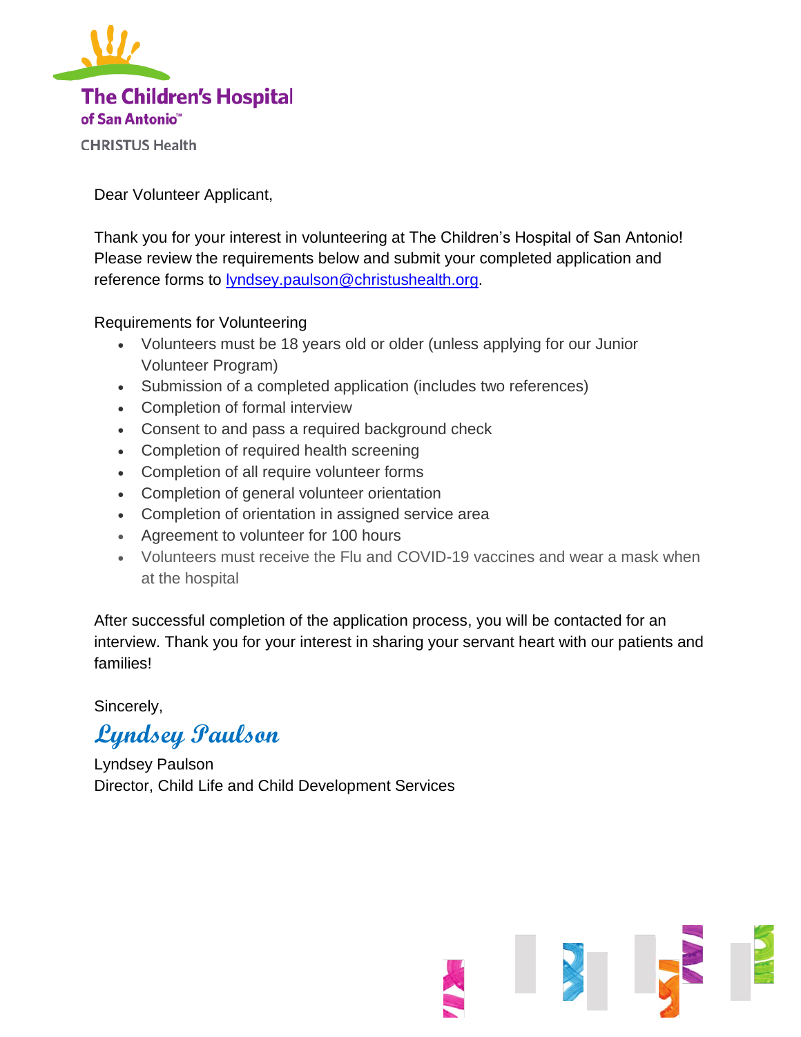The Children's Hospital of San Antonio™

CHRISTUS Health

Dear Volunteer Applicant,

Thank you for your interest in volunteering at The Children's Hospital of San Antonio! Please review the requirements below and submit your completed application and reference forms to lyndsey.paulson@christushealth.org.

Requirements for Volunteering

- Volunteers must be 18 years old or older (unless applying for our Junior Volunteer Program)
- Submission of a completed application (includes two references)
- Completion of formal interview
- Consent to and pass a required background check
- Completion of required health screening
- Completion of all require volunteer forms
- Completion of general volunteer orientation
- Completion of orientation in assigned service area
- Agreement to volunteer for 100 hours
- Volunteers must receive the Flu and COVID-19 vaccines and wear a mask when at the hospital

After successful completion of the application process, you will be contacted for an interview. Thank you for your interest in sharing your servant heart with our patients and families!

Sincerely,

*Lyndsey Paulson*

Lyndsey Paulson
Director, Child Life and Child Development Services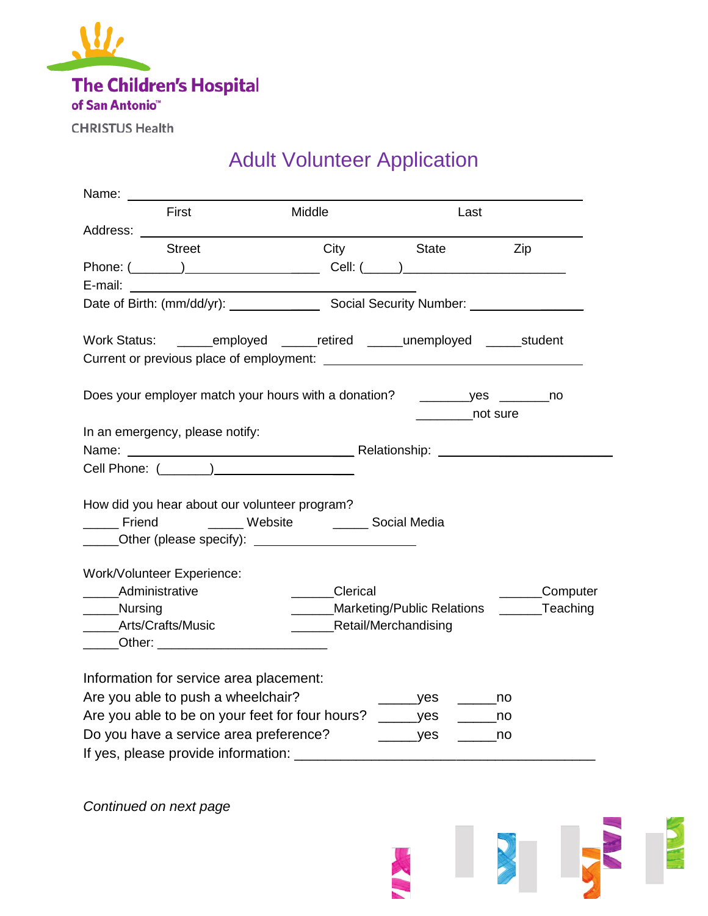The Children's Hospital of San Antonio™

CHRISTUS Health

# Adult Volunteer Application

Name: ____________________________________________________________
First Middle Last

Address: __________________________________________________________
Street City State Zip

Phone: (_______)__________________ Cell: (_____)______________________

E-mail: ________________________________

Date of Birth: (mm/dd/yr): _____________ Social Security Number: _______________

Work Status: _____employed _____retired _____unemployed _____student

Current or previous place of employment: ______________________________

Does your employer match your hours with a donation? _______yes _______no ________not sure

In an emergency, please notify:

Name: ___________________________ Relationship: ____________________

Cell Phone: (_______)__________________

How did you hear about our volunteer program?

_____ Friend _____ Website _____ Social Media

_____Other (please specify): ____________________

Work/Volunteer Experience:

_____Administrative ______Clerical ______Computer

_____Nursing ______Marketing/Public Relations ______Teaching

_____Arts/Crafts/Music ______Retail/Merchandising

_____Other: ____________________

Information for service area placement:

Are you able to push a wheelchair? _____yes _____no

Are you able to be on your feet for four hours? _____yes _____no

Do you have a service area preference? _____yes _____no

If yes, please provide information: ______________________________________

*Continued on next page*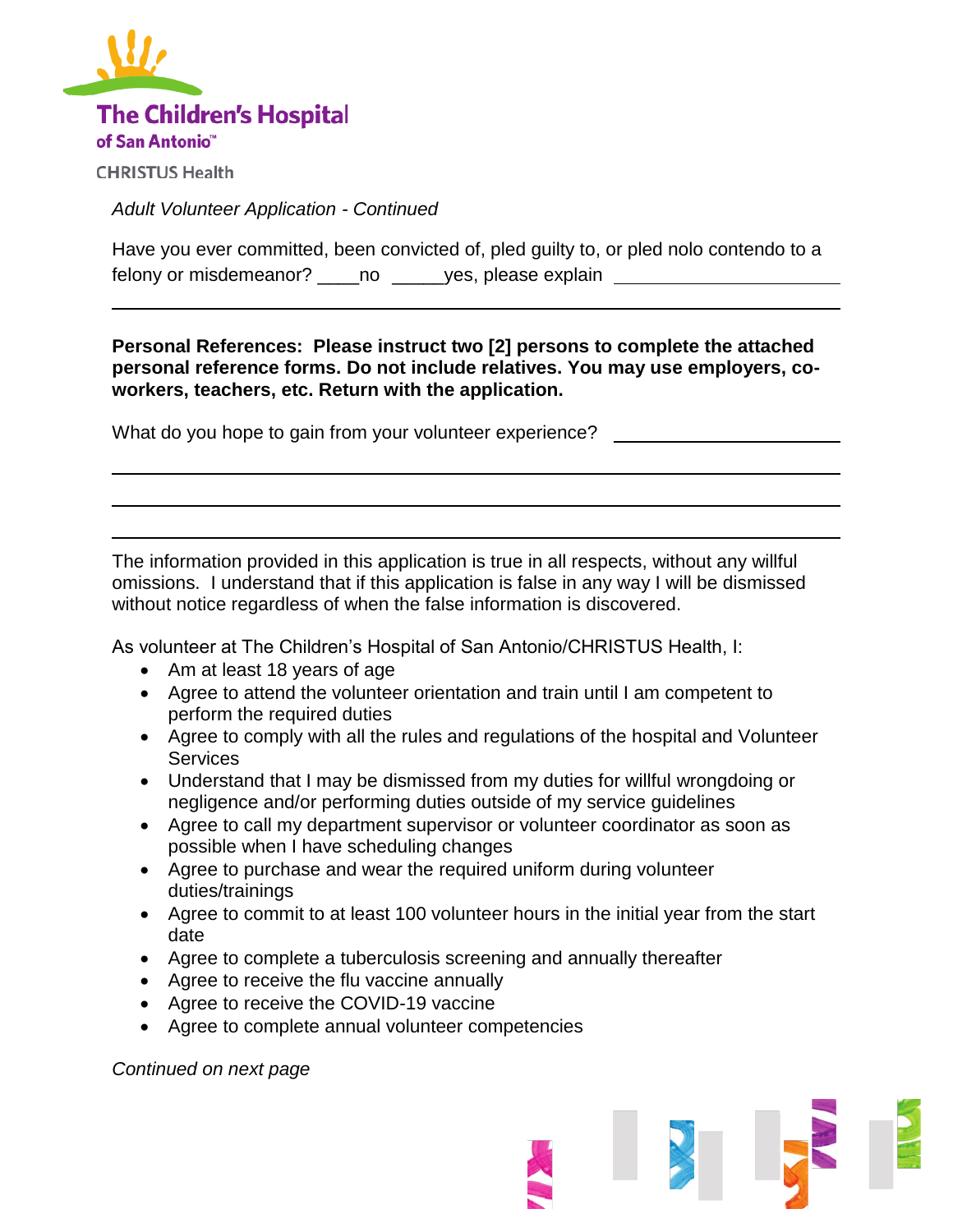The Children's Hospital of San Antonio™

CHRISTUS Health

*Adult Volunteer Application - Continued*

Have you ever committed, been convicted of, pled guilty to, or pled nolo contendo to a felony or misdemeanor? ____no _____yes, please explain ______________________

______________________________________________________________________

**Personal References: Please instruct two [2] persons to complete the attached personal reference forms. Do not include relatives. You may use employers, co-workers, teachers, etc. Return with the application.**

What do you hope to gain from your volunteer experience? ______________________

______________________________________________________________________

______________________________________________________________________

______________________________________________________________________

The information provided in this application is true in all respects, without any willful omissions. I understand that if this application is false in any way I will be dismissed without notice regardless of when the false information is discovered.

As volunteer at The Children's Hospital of San Antonio/CHRISTUS Health, I:

- Am at least 18 years of age
- Agree to attend the volunteer orientation and train until I am competent to perform the required duties
- Agree to comply with all the rules and regulations of the hospital and Volunteer Services
- Understand that I may be dismissed from my duties for willful wrongdoing or negligence and/or performing duties outside of my service guidelines
- Agree to call my department supervisor or volunteer coordinator as soon as possible when I have scheduling changes
- Agree to purchase and wear the required uniform during volunteer duties/trainings
- Agree to commit to at least 100 volunteer hours in the initial year from the start date
- Agree to complete a tuberculosis screening and annually thereafter
- Agree to receive the flu vaccine annually
- Agree to receive the COVID-19 vaccine
- Agree to complete annual volunteer competencies

*Continued on next page*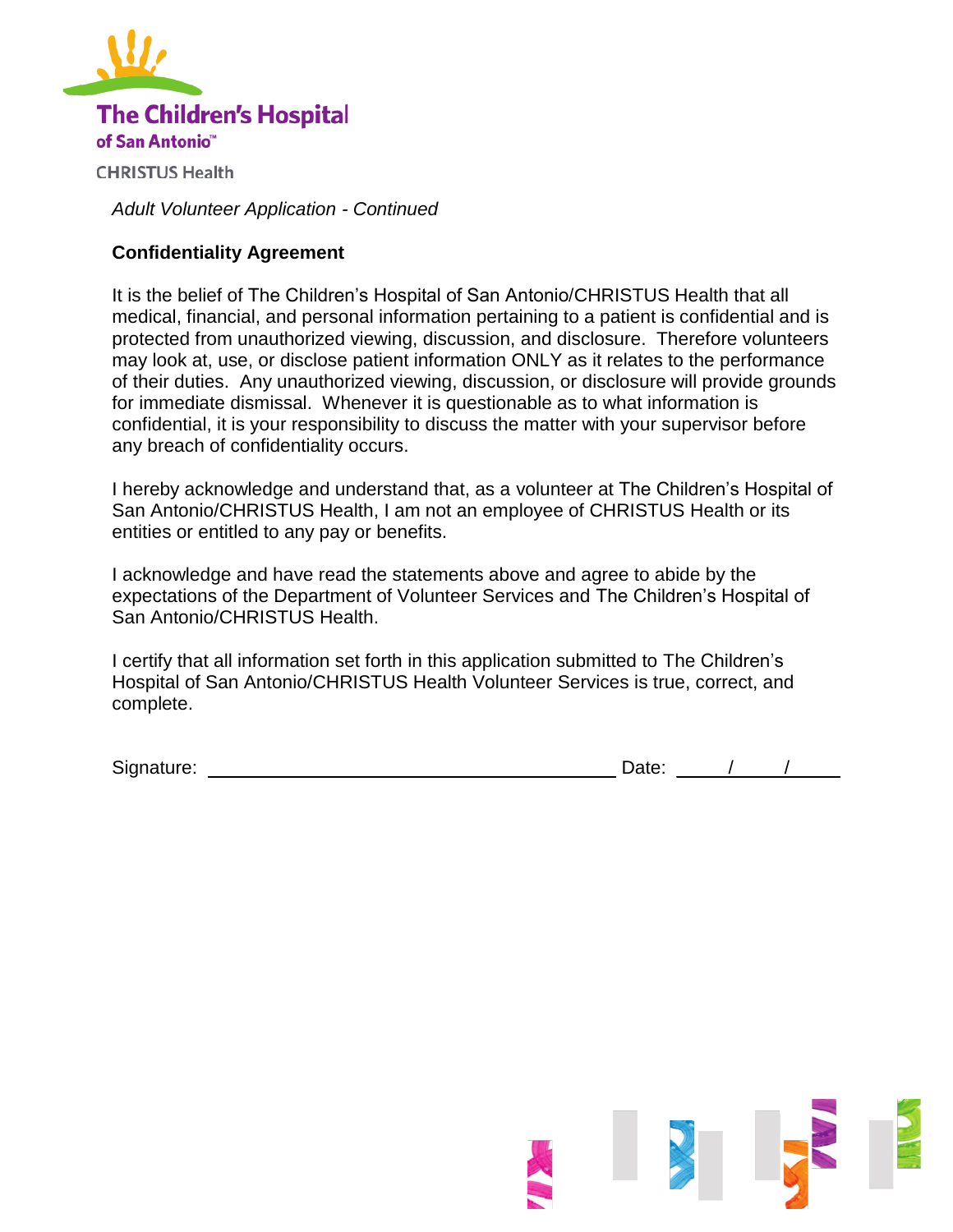The Children's Hospital
of San Antonio™

CHRISTUS Health

*Adult Volunteer Application - Continued*

**Confidentiality Agreement**

It is the belief of The Children's Hospital of San Antonio/CHRISTUS Health that all medical, financial, and personal information pertaining to a patient is confidential and is protected from unauthorized viewing, discussion, and disclosure. Therefore volunteers may look at, use, or disclose patient information ONLY as it relates to the performance of their duties. Any unauthorized viewing, discussion, or disclosure will provide grounds for immediate dismissal. Whenever it is questionable as to what information is confidential, it is your responsibility to discuss the matter with your supervisor before any breach of confidentiality occurs.

I hereby acknowledge and understand that, as a volunteer at The Children's Hospital of San Antonio/CHRISTUS Health, I am not an employee of CHRISTUS Health or its entities or entitled to any pay or benefits.

I acknowledge and have read the statements above and agree to abide by the expectations of the Department of Volunteer Services and The Children's Hospital of San Antonio/CHRISTUS Health.

I certify that all information set forth in this application submitted to The Children's Hospital of San Antonio/CHRISTUS Health Volunteer Services is true, correct, and complete.

Signature: ______________________________ Date: _____/_____/_____